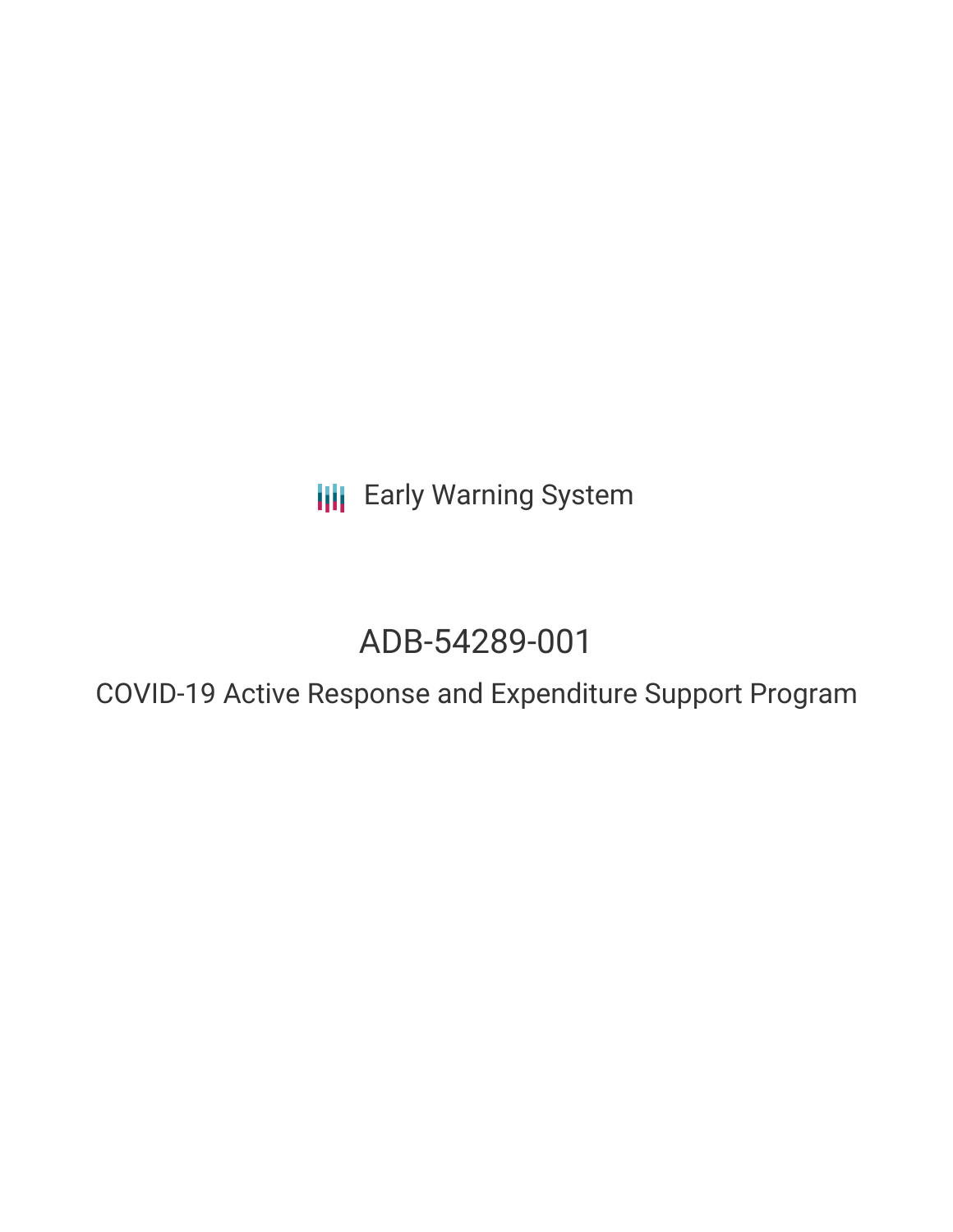Early Warning System

# ADB-54289-001

## COVID-19 Active Response and Expenditure Support Program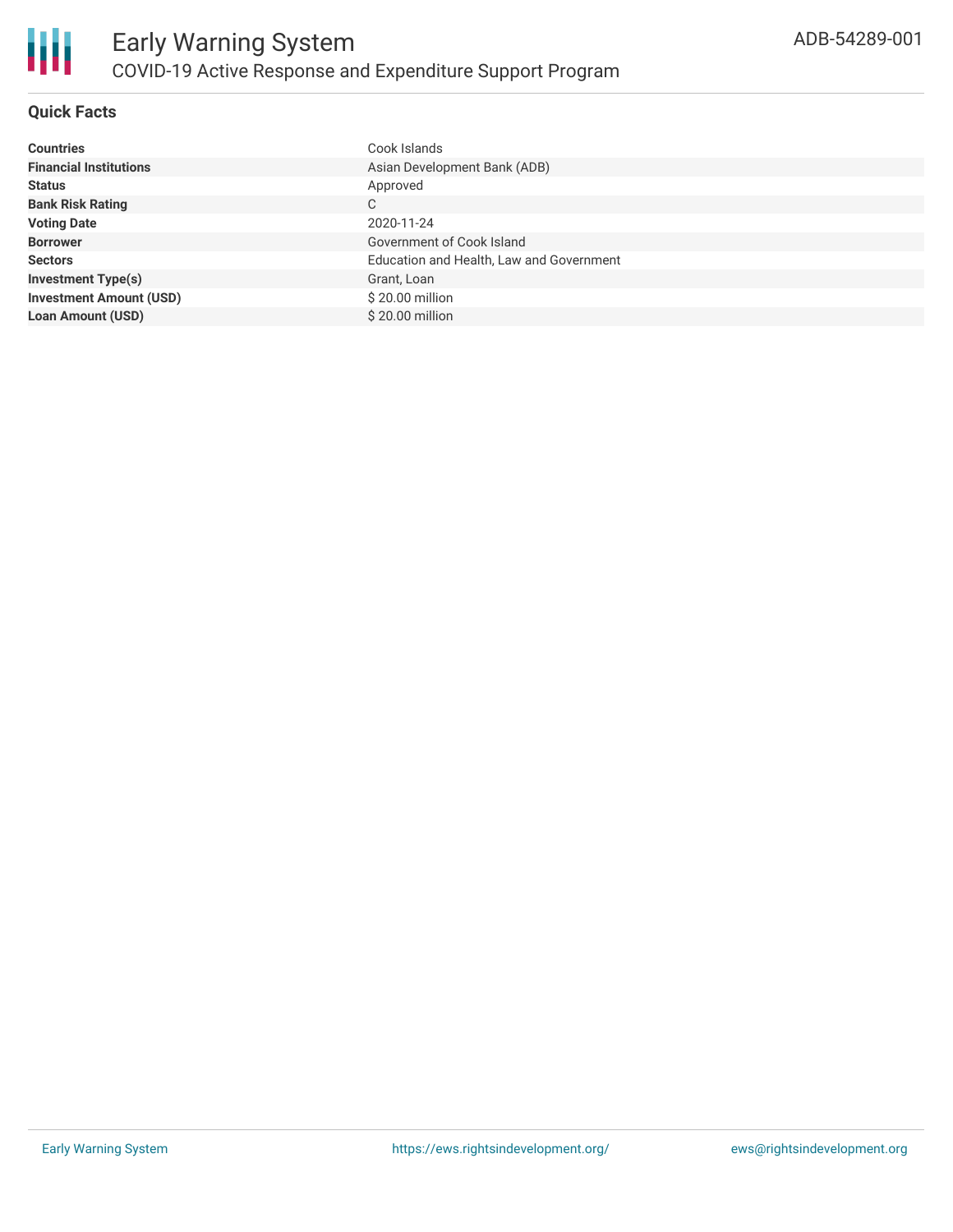## Quick Facts

| | |
|---|---|
| **Countries** | Cook Islands |
| **Financial Institutions** | Asian Development Bank (ADB) |
| **Status** | Approved |
| **Bank Risk Rating** | C |
| **Voting Date** | 2020-11-24 |
| **Borrower** | Government of Cook Island |
| **Sectors** | Education and Health, Law and Government |
| **Investment Type(s)** | Grant, Loan |
| **Investment Amount (USD)** | $ 20.00 million |
| **Loan Amount (USD)** | $ 20.00 million |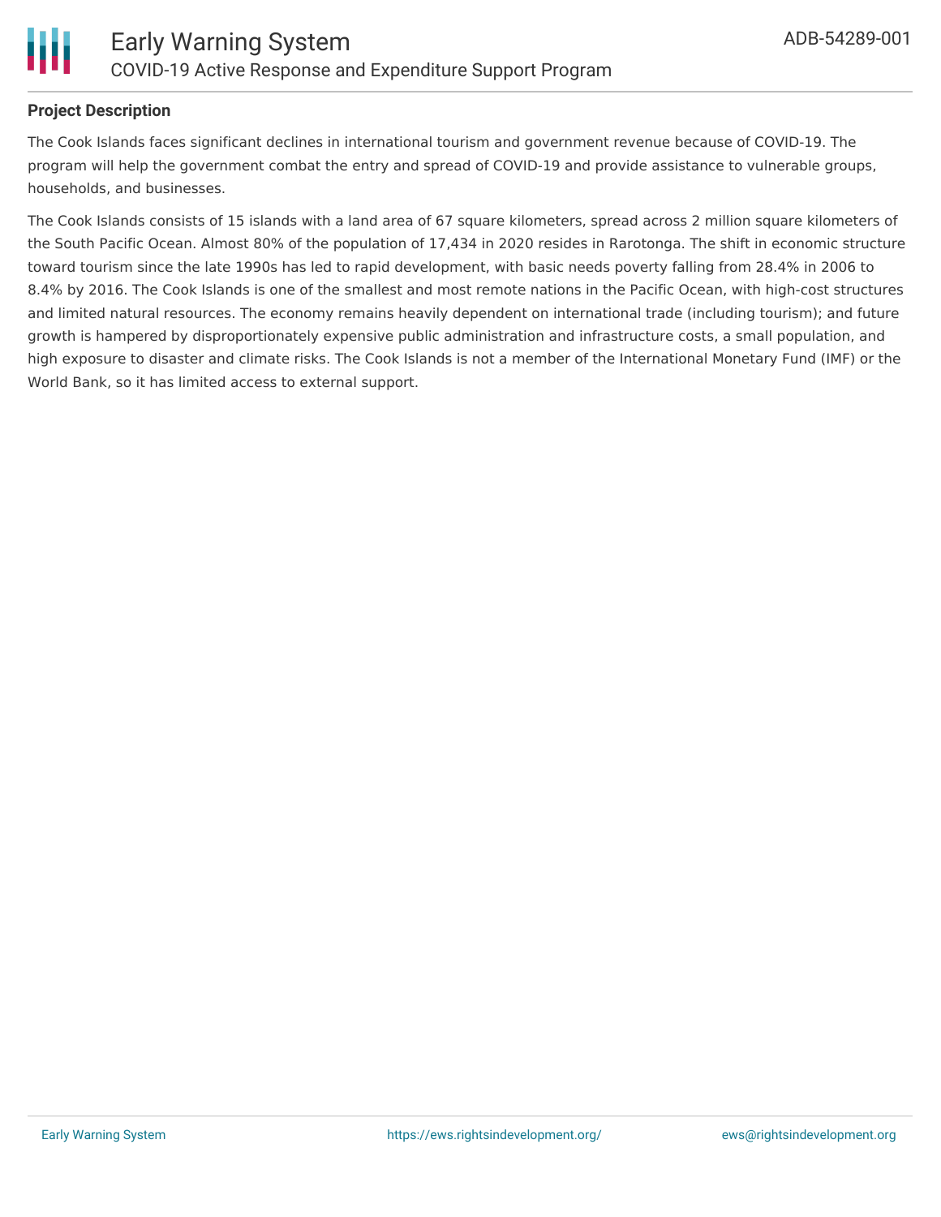### Project Description

The Cook Islands faces significant declines in international tourism and government revenue because of COVID-19. The program will help the government combat the entry and spread of COVID-19 and provide assistance to vulnerable groups, households, and businesses.

The Cook Islands consists of 15 islands with a land area of 67 square kilometers, spread across 2 million square kilometers of the South Pacific Ocean. Almost 80% of the population of 17,434 in 2020 resides in Rarotonga. The shift in economic structure toward tourism since the late 1990s has led to rapid development, with basic needs poverty falling from 28.4% in 2006 to 8.4% by 2016. The Cook Islands is one of the smallest and most remote nations in the Pacific Ocean, with high-cost structures and limited natural resources. The economy remains heavily dependent on international trade (including tourism); and future growth is hampered by disproportionately expensive public administration and infrastructure costs, a small population, and high exposure to disaster and climate risks. The Cook Islands is not a member of the International Monetary Fund (IMF) or the World Bank, so it has limited access to external support.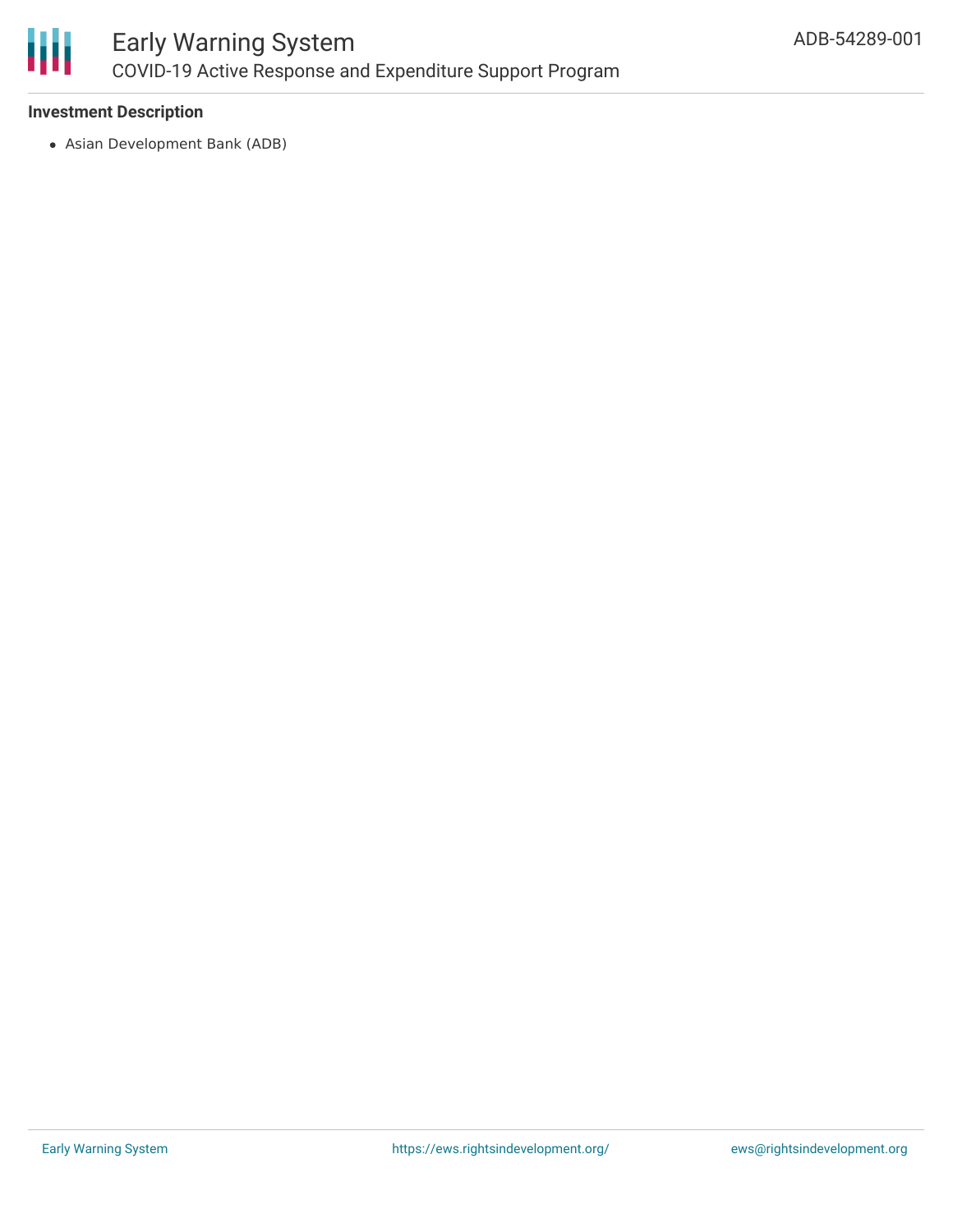**Investment Description**

- Asian Development Bank (ADB)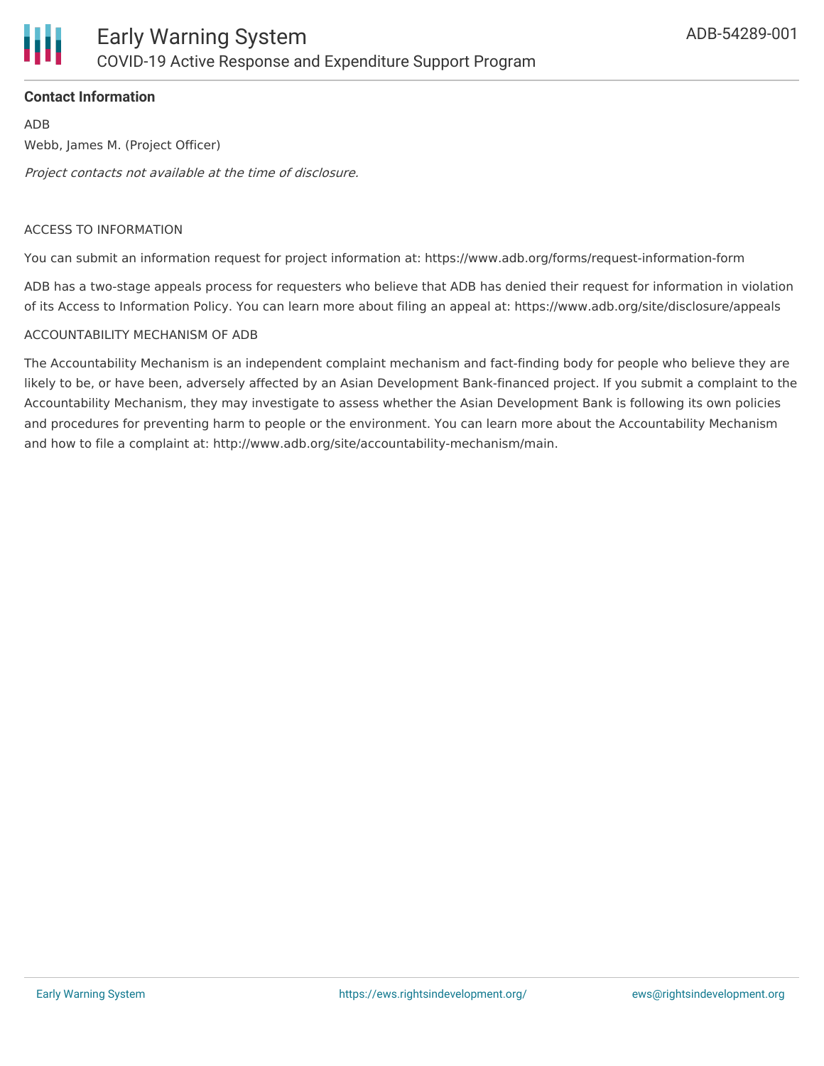**Contact Information**

ADB

Webb, James M. (Project Officer)

*Project contacts not available at the time of disclosure.*

ACCESS TO INFORMATION

You can submit an information request for project information at: https://www.adb.org/forms/request-information-form

ADB has a two-stage appeals process for requesters who believe that ADB has denied their request for information in violation of its Access to Information Policy. You can learn more about filing an appeal at: https://www.adb.org/site/disclosure/appeals

ACCOUNTABILITY MECHANISM OF ADB

The Accountability Mechanism is an independent complaint mechanism and fact-finding body for people who believe they are likely to be, or have been, adversely affected by an Asian Development Bank-financed project. If you submit a complaint to the Accountability Mechanism, they may investigate to assess whether the Asian Development Bank is following its own policies and procedures for preventing harm to people or the environment. You can learn more about the Accountability Mechanism and how to file a complaint at: http://www.adb.org/site/accountability-mechanism/main.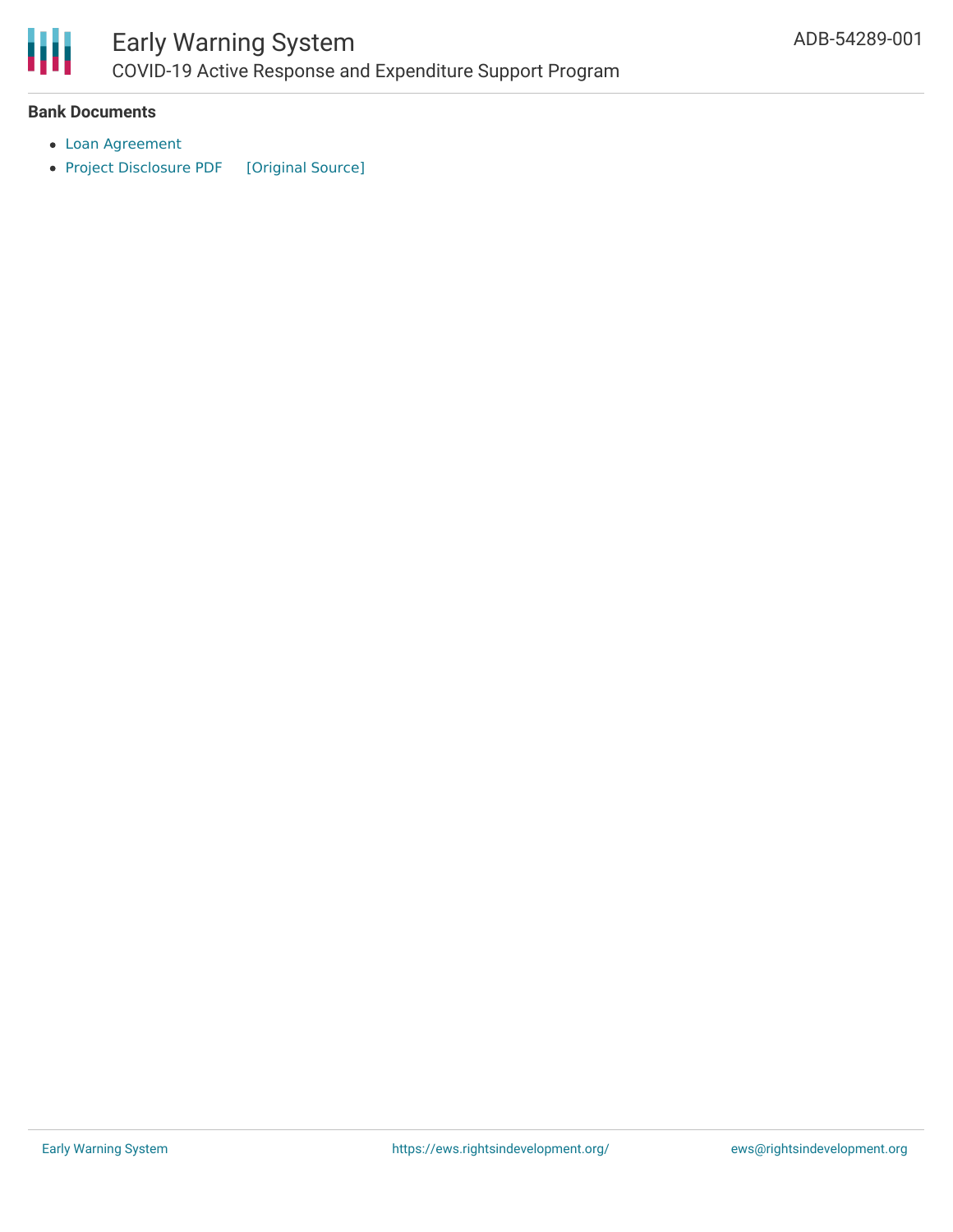**Bank Documents**

- Loan Agreement
- Project Disclosure PDF [Original Source]